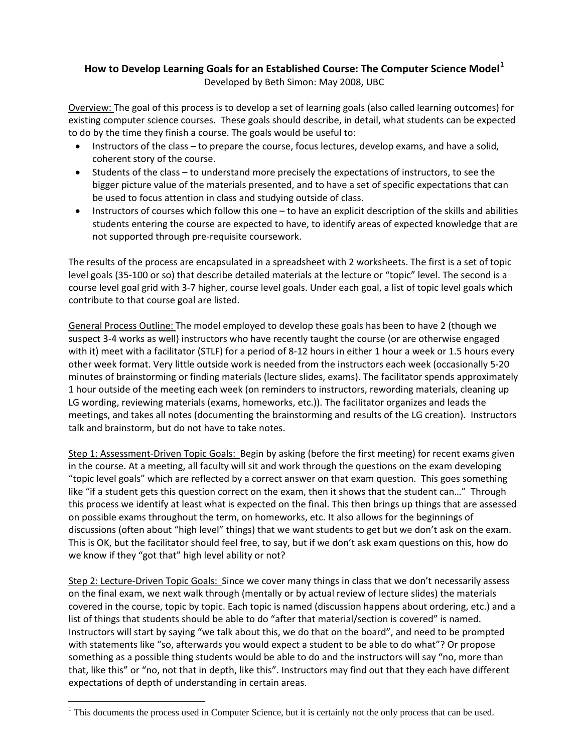# How to Develop Learning Goals for an Established Course: The Computer Science Model[1]

Developed by Beth Simon: May 2008, UBC

<u>Overview:</u> The goal of this process is to develop a set of learning goals (also called learning outcomes) for existing computer science courses. These goals should describe, in detail, what students can be expected to do by the time they finish a course. The goals would be useful to:

- Instructors of the class – to prepare the course, focus lectures, develop exams, and have a solid, coherent story of the course.
- Students of the class – to understand more precisely the expectations of instructors, to see the bigger picture value of the materials presented, and to have a set of specific expectations that can be used to focus attention in class and studying outside of class.
- Instructors of courses which follow this one – to have an explicit description of the skills and abilities students entering the course are expected to have, to identify areas of expected knowledge that are not supported through pre-requisite coursework.

The results of the process are encapsulated in a spreadsheet with 2 worksheets. The first is a set of topic level goals (35-100 or so) that describe detailed materials at the lecture or "topic" level. The second is a course level goal grid with 3-7 higher, course level goals. Under each goal, a list of topic level goals which contribute to that course goal are listed.

<u>General Process Outline:</u> The model employed to develop these goals has been to have 2 (though we suspect 3-4 works as well) instructors who have recently taught the course (or are otherwise engaged with it) meet with a facilitator (STLF) for a period of 8-12 hours in either 1 hour a week or 1.5 hours every other week format. Very little outside work is needed from the instructors each week (occasionally 5-20 minutes of brainstorming or finding materials (lecture slides, exams). The facilitator spends approximately 1 hour outside of the meeting each week (on reminders to instructors, rewording materials, cleaning up LG wording, reviewing materials (exams, homeworks, etc.)). The facilitator organizes and leads the meetings, and takes all notes (documenting the brainstorming and results of the LG creation). Instructors talk and brainstorm, but do not have to take notes.

<u>Step 1: Assessment-Driven Topic Goals:</u> Begin by asking (before the first meeting) for recent exams given in the course. At a meeting, all faculty will sit and work through the questions on the exam developing "topic level goals" which are reflected by a correct answer on that exam question. This goes something like "if a student gets this question correct on the exam, then it shows that the student can…" Through this process we identify at least what is expected on the final. This then brings up things that are assessed on possible exams throughout the term, on homeworks, etc. It also allows for the beginnings of discussions (often about "high level" things) that we want students to get but we don't ask on the exam. This is OK, but the facilitator should feel free, to say, but if we don't ask exam questions on this, how do we know if they "got that" high level ability or not?

<u>Step 2: Lecture-Driven Topic Goals:</u> Since we cover many things in class that we don't necessarily assess on the final exam, we next walk through (mentally or by actual review of lecture slides) the materials covered in the course, topic by topic. Each topic is named (discussion happens about ordering, etc.) and a list of things that students should be able to do "after that material/section is covered" is named. Instructors will start by saying "we talk about this, we do that on the board", and need to be prompted with statements like "so, afterwards you would expect a student to be able to do what"? Or propose something as a possible thing students would be able to do and the instructors will say "no, more than that, like this" or "no, not that in depth, like this". Instructors may find out that they each have different expectations of depth of understanding in certain areas.

---

[1] This documents the process used in Computer Science, but it is certainly not the only process that can be used.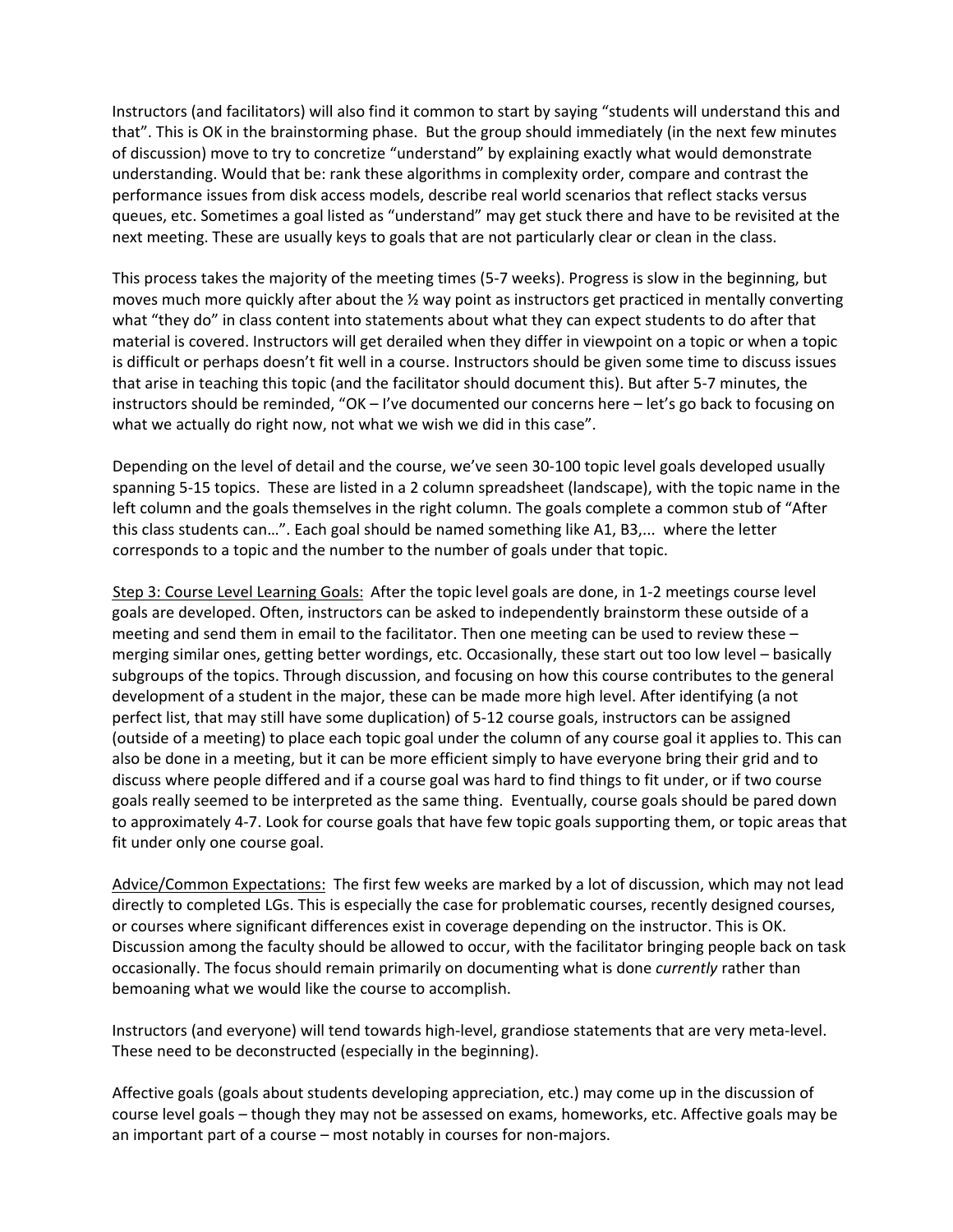Instructors (and facilitators) will also find it common to start by saying "students will understand this and that". This is OK in the brainstorming phase. But the group should immediately (in the next few minutes of discussion) move to try to concretize "understand" by explaining exactly what would demonstrate understanding. Would that be: rank these algorithms in complexity order, compare and contrast the performance issues from disk access models, describe real world scenarios that reflect stacks versus queues, etc. Sometimes a goal listed as "understand" may get stuck there and have to be revisited at the next meeting. These are usually keys to goals that are not particularly clear or clean in the class.

This process takes the majority of the meeting times (5-7 weeks). Progress is slow in the beginning, but moves much more quickly after about the ½ way point as instructors get practiced in mentally converting what "they do" in class content into statements about what they can expect students to do after that material is covered. Instructors will get derailed when they differ in viewpoint on a topic or when a topic is difficult or perhaps doesn't fit well in a course. Instructors should be given some time to discuss issues that arise in teaching this topic (and the facilitator should document this). But after 5-7 minutes, the instructors should be reminded, "OK – I've documented our concerns here – let's go back to focusing on what we actually do right now, not what we wish we did in this case".

Depending on the level of detail and the course, we've seen 30-100 topic level goals developed usually spanning 5-15 topics. These are listed in a 2 column spreadsheet (landscape), with the topic name in the left column and the goals themselves in the right column. The goals complete a common stub of "After this class students can…". Each goal should be named something like A1, B3,... where the letter corresponds to a topic and the number to the number of goals under that topic.

Step 3: Course Level Learning Goals: After the topic level goals are done, in 1-2 meetings course level goals are developed. Often, instructors can be asked to independently brainstorm these outside of a meeting and send them in email to the facilitator. Then one meeting can be used to review these – merging similar ones, getting better wordings, etc. Occasionally, these start out too low level – basically subgroups of the topics. Through discussion, and focusing on how this course contributes to the general development of a student in the major, these can be made more high level. After identifying (a not perfect list, that may still have some duplication) of 5-12 course goals, instructors can be assigned (outside of a meeting) to place each topic goal under the column of any course goal it applies to. This can also be done in a meeting, but it can be more efficient simply to have everyone bring their grid and to discuss where people differed and if a course goal was hard to find things to fit under, or if two course goals really seemed to be interpreted as the same thing. Eventually, course goals should be pared down to approximately 4-7. Look for course goals that have few topic goals supporting them, or topic areas that fit under only one course goal.

Advice/Common Expectations: The first few weeks are marked by a lot of discussion, which may not lead directly to completed LGs. This is especially the case for problematic courses, recently designed courses, or courses where significant differences exist in coverage depending on the instructor. This is OK. Discussion among the faculty should be allowed to occur, with the facilitator bringing people back on task occasionally. The focus should remain primarily on documenting what is done *currently* rather than bemoaning what we would like the course to accomplish.

Instructors (and everyone) will tend towards high-level, grandiose statements that are very meta-level. These need to be deconstructed (especially in the beginning).

Affective goals (goals about students developing appreciation, etc.) may come up in the discussion of course level goals – though they may not be assessed on exams, homeworks, etc. Affective goals may be an important part of a course – most notably in courses for non-majors.